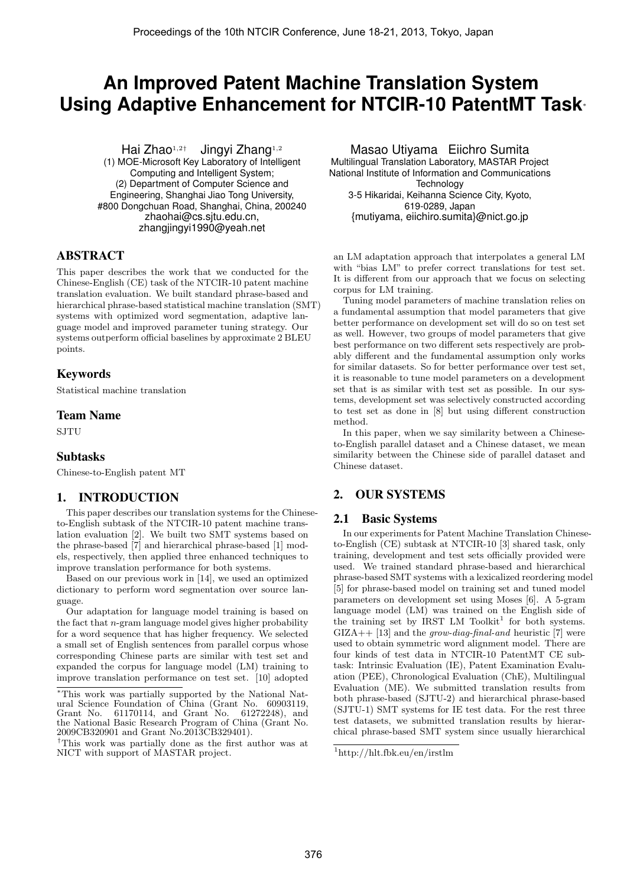# An Improved Patent Machine Translation System Using Adaptive Enhancement for NTCIR-10 PatentMT Task*

Hai Zhao[1,2†] Jingyi Zhang[1,2]
(1) MOE-Microsoft Key Laboratory of Intelligent Computing and Intelligent System;
(2) Department of Computer Science and Engineering, Shanghai Jiao Tong University, #800 Dongchuan Road, Shanghai, China, 200240
zhaohai@cs.sjtu.edu.cn, zhangjingyi1990@yeah.net

Masao Utiyama Eiichro Sumita
Multilingual Translation Laboratory, MASTAR Project
National Institute of Information and Communications Technology
3-5 Hikaridai, Keihanna Science City, Kyoto, 619-0289, Japan
{mutiyama, eiichiro.sumita}@nict.go.jp

## ABSTRACT

This paper describes the work that we conducted for the Chinese-English (CE) task of the NTCIR-10 patent machine translation evaluation. We built standard phrase-based and hierarchical phrase-based statistical machine translation (SMT) systems with optimized word segmentation, adaptive language model and improved parameter tuning strategy. Our systems outperform official baselines by approximate 2 BLEU points.

## Keywords

Statistical machine translation

## Team Name

SJTU

## Subtasks

Chinese-to-English patent MT

## 1. INTRODUCTION

This paper describes our translation systems for the Chinese-to-English subtask of the NTCIR-10 patent machine translation evaluation [2]. We built two SMT systems based on the phrase-based [7] and hierarchical phrase-based [1] models, respectively, then applied three enhanced techniques to improve translation performance for both systems.

Based on our previous work in [14], we used an optimized dictionary to perform word segmentation over source language.

Our adaptation for language model training is based on the fact that $n$-gram language model gives higher probability for a word sequence that has higher frequency. We selected a small set of English sentences from parallel corpus whose corresponding Chinese parts are similar with test set and expanded the corpus for language model (LM) training to improve translation performance on test set. [10] adopted an LM adaptation approach that interpolates a general LM with "bias LM" to prefer correct translations for test set. It is different from our approach that we focus on selecting corpus for LM training.

Tuning model parameters of machine translation relies on a fundamental assumption that model parameters that give better performance on development set will do so on test set as well. However, two groups of model parameters that give best performance on two different sets respectively are probably different and the fundamental assumption only works for similar datasets. So for better performance over test set, it is reasonable to tune model parameters on a development set that is as similar with test set as possible. In our systems, development set was selectively constructed according to test set as done in [8] but using different construction method.

In this paper, when we say similarity between a Chinese-to-English parallel dataset and a Chinese dataset, we mean similarity between the Chinese side of parallel dataset and Chinese dataset.

## 2. OUR SYSTEMS

### 2.1 Basic Systems

In our experiments for Patent Machine Translation Chinese-to-English (CE) subtask at NTCIR-10 [3] shared task, only training, development and test sets officially provided were used. We trained standard phrase-based and hierarchical phrase-based SMT systems with a lexicalized reordering model [5] for phrase-based model on training set and tuned model parameters on development set using Moses [6]. A 5-gram language model (LM) was trained on the English side of the training set by IRST LM Toolkit[1] for both systems. GIZA++ [13] and the *grow-diag-final-and* heuristic [7] were used to obtain symmetric word alignment model. There are four kinds of test data in NTCIR-10 PatentMT CE subtask: Intrinsic Evaluation (IE), Patent Examination Evaluation (PEE), Chronological Evaluation (ChE), Multilingual Evaluation (ME). We submitted translation results from both phrase-based (SJTU-2) and hierarchical phrase-based (SJTU-1) SMT systems for IE test data. For the rest three test datasets, we submitted translation results by hierarchical phrase-based SMT system since usually hierarchical

*This work was partially supported by the National Natural Science Foundation of China (Grant No. 60903119, Grant No. 61170114, and Grant No. 61272248), and the National Basic Research Program of China (Grant No. 2009CB320901 and Grant No.2013CB329401).

†This work was partially done as the first author was at NICT with support of MASTAR project.

[1] http://hlt.fbk.eu/en/irstlm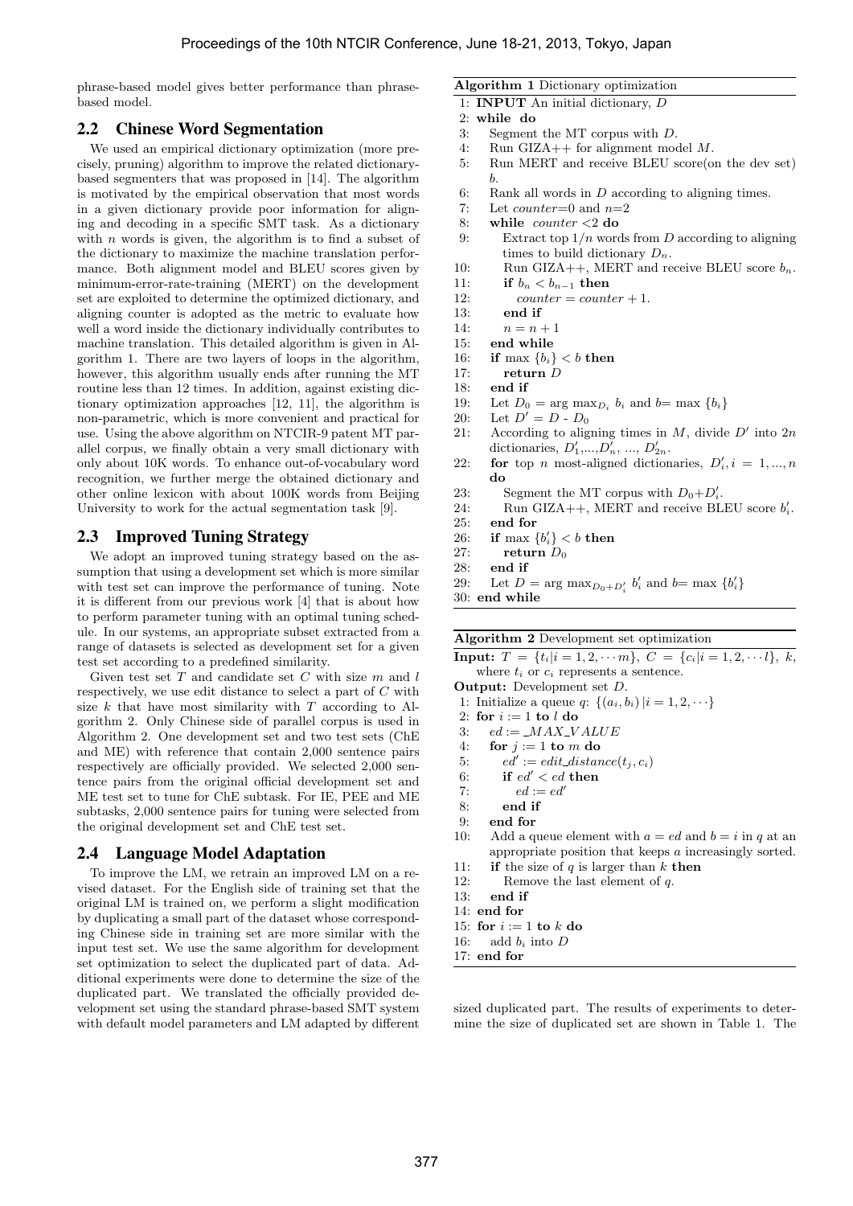phrase-based model gives better performance than phrase-based model.

## 2.2 Chinese Word Segmentation

We used an empirical dictionary optimization (more precisely, pruning) algorithm to improve the related dictionary-based segmenters that was proposed in [14]. The algorithm is motivated by the empirical observation that most words in a given dictionary provide poor information for aligning and decoding in a specific SMT task. As a dictionary with $n$ words is given, the algorithm is to find a subset of the dictionary to maximize the machine translation performance. Both alignment model and BLEU scores given by minimum-error-rate-training (MERT) on the development set are exploited to determine the optimized dictionary, and aligning counter is adopted as the metric to evaluate how well a word inside the dictionary individually contributes to machine translation. This detailed algorithm is given in Algorithm 1. There are two layers of loops in the algorithm, however, this algorithm usually ends after running the MT routine less than 12 times. In addition, against existing dictionary optimization approaches [12, 11], the algorithm is non-parametric, which is more convenient and practical for use. Using the above algorithm on NTCIR-9 patent MT parallel corpus, we finally obtain a very small dictionary with only about 10K words. To enhance out-of-vocabulary word recognition, we further merge the obtained dictionary and other online lexicon with about 100K words from Beijing University to work for the actual segmentation task [9].

## 2.3 Improved Tuning Strategy

We adopt an improved tuning strategy based on the assumption that using a development set which is more similar with test set can improve the performance of tuning. Note it is different from our previous work [4] that is about how to perform parameter tuning with an optimal tuning schedule. In our systems, an appropriate subset extracted from a range of datasets is selected as development set for a given test set according to a predefined similarity.

Given test set $T$ and candidate set $C$ with size $m$ and $l$ respectively, we use edit distance to select a part of $C$ with size $k$ that have most similarity with $T$ according to Algorithm 2. Only Chinese side of parallel corpus is used in Algorithm 2. One development set and two test sets (ChE and ME) with reference that contain 2,000 sentence pairs respectively are officially provided. We selected 2,000 sentence pairs from the original official development set and ME test set to tune for ChE subtask. For IE, PEE and ME subtasks, 2,000 sentence pairs for tuning were selected from the original development set and ChE test set.

## 2.4 Language Model Adaptation

To improve the LM, we retrain an improved LM on a revised dataset. For the English side of training set that the original LM is trained on, we perform a slight modification by duplicating a small part of the dataset whose corresponding Chinese side in training set are more similar with the input test set. We use the same algorithm for development set optimization to select the duplicated part of data. Additional experiments were done to determine the size of the duplicated part. We translated the officially provided development set using the standard phrase-based SMT system with default model parameters and LM adapted by different sized duplicated part. The results of experiments to determine the size of duplicated set are shown in Table 1. The

**Algorithm 1** Dictionary optimization

```
1: INPUT An initial dictionary, D
2: while do
3:   Segment the MT corpus with D.
4:   Run GIZA++ for alignment model M.
5:   Run MERT and receive BLEU score(on the dev set) b.
6:   Rank all words in D according to aligning times.
7:   Let counter=0 and n=2
8:   while counter <2 do
9:     Extract top 1/n words from D according to aligning times to build dictionary D_n.
10:    Run GIZA++, MERT and receive BLEU score b_n.
11:    if b_n < b_{n-1} then
12:      counter = counter + 1.
13:    end if
14:    n = n + 1
15:  end while
16:  if max {b_i} < b then
17:    return D
18:  end if
19:  Let D_0 = arg max_{D_i} b_i and b= max {b_i}
20:  Let D' = D - D_0
21:  According to aligning times in M, divide D' into 2n dictionaries, D'_1,...,D'_n, ..., D'_{2n}.
22:  for top n most-aligned dictionaries, D'_i, i = 1, ..., n do
23:    Segment the MT corpus with D_0+D'_i.
24:    Run GIZA++, MERT and receive BLEU score b'_i.
25:  end for
26:  if max {b'_i} < b then
27:    return D_0
28:  end if
29:  Let D = arg max_{D_0+D'_i} b'_i and b= max {b'_i}
30: end while
```

**Algorithm 2** Development set optimization

**Input:** $T = \{t_i|i = 1, 2, \cdots m\}$, $C = \{c_i|i = 1, 2, \cdots l\}$, $k$, where $t_i$ or $c_i$ represents a sentence.
**Output:** Development set $D$.

```
1: Initialize a queue q: {(a_i, b_i) | i = 1, 2, ...}
2: for i := 1 to l do
3:   ed := _MAX_VALUE
4:   for j := 1 to m do
5:     ed' := edit_distance(t_j, c_i)
6:     if ed' < ed then
7:       ed := ed'
8:     end if
9:   end for
10:  Add a queue element with a = ed and b = i in q at an appropriate position that keeps a increasingly sorted.
11:  if the size of q is larger than k then
12:    Remove the last element of q.
13:  end if
14: end for
15: for i := 1 to k do
16:   add b_i into D
17: end for
```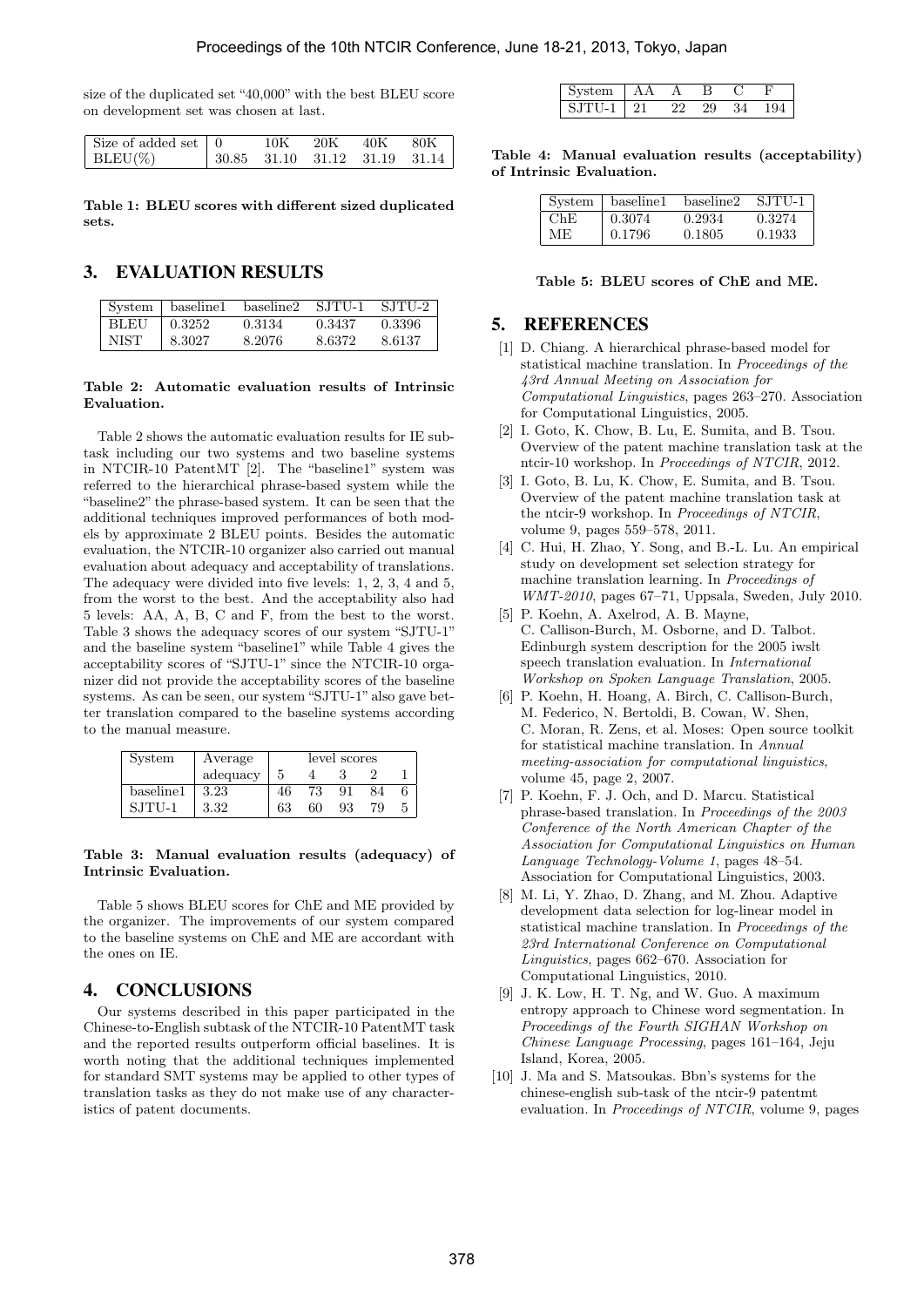size of the duplicated set "40,000" with the best BLEU score on development set was chosen at last.

| Size of added set | 0 | 10K | 20K | 40K | 80K |
|---|---|---|---|---|---|
| BLEU(%) | 30.85 | 31.10 | 31.12 | 31.19 | 31.14 |

**Table 1: BLEU scores with different sized duplicated sets.**

## 3. EVALUATION RESULTS

| System | baseline1 | baseline2 | SJTU-1 | SJTU-2 |
|---|---|---|---|---|
| BLEU | 0.3252 | 0.3134 | 0.3437 | 0.3396 |
| NIST | 8.3027 | 8.2076 | 8.6372 | 8.6137 |

**Table 2: Automatic evaluation results of Intrinsic Evaluation.**

Table 2 shows the automatic evaluation results for IE subtask including our two systems and two baseline systems in NTCIR-10 PatentMT [2]. The "baseline1" system was referred to the hierarchical phrase-based system while the "baseline2" the phrase-based system. It can be seen that the additional techniques improved performances of both models by approximate 2 BLEU points. Besides the automatic evaluation, the NTCIR-10 organizer also carried out manual evaluation about adequacy and acceptability of translations. The adequacy were divided into five levels: 1, 2, 3, 4 and 5, from the worst to the best. And the acceptability also had 5 levels: AA, A, B, C and F, from the best to the worst. Table 3 shows the adequacy scores of our system "SJTU-1" and the baseline system "baseline1" while Table 4 gives the acceptability scores of "SJTU-1" since the NTCIR-10 organizer did not provide the acceptability scores of the baseline systems. As can be seen, our system "SJTU-1" also gave better translation compared to the baseline systems according to the manual measure.

| System | Average adequacy | level scores | | | | |
|---|---|---|---|---|---|---|
| | | 5 | 4 | 3 | 2 | 1 |
| baseline1 | 3.23 | 46 | 73 | 91 | 84 | 6 |
| SJTU-1 | 3.32 | 63 | 60 | 93 | 79 | 5 |

**Table 3: Manual evaluation results (adequacy) of Intrinsic Evaluation.**

Table 5 shows BLEU scores for ChE and ME provided by the organizer. The improvements of our system compared to the baseline systems on ChE and ME are accordant with the ones on IE.

## 4. CONCLUSIONS

Our systems described in this paper participated in the Chinese-to-English subtask of the NTCIR-10 PatentMT task and the reported results outperform official baselines. It is worth noting that the additional techniques implemented for standard SMT systems may be applied to other types of translation tasks as they do not make use of any characteristics of patent documents.

| System | AA | A | B | C | F |
|---|---|---|---|---|---|
| SJTU-1 | 21 | 22 | 29 | 34 | 194 |

**Table 4: Manual evaluation results (acceptability) of Intrinsic Evaluation.**

| System | baseline1 | baseline2 | SJTU-1 |
|---|---|---|---|
| ChE | 0.3074 | 0.2934 | 0.3274 |
| ME | 0.1796 | 0.1805 | 0.1933 |

**Table 5: BLEU scores of ChE and ME.**

## 5. REFERENCES

[1] D. Chiang. A hierarchical phrase-based model for statistical machine translation. In *Proceedings of the 43rd Annual Meeting on Association for Computational Linguistics*, pages 263–270. Association for Computational Linguistics, 2005.

[2] I. Goto, K. Chow, B. Lu, E. Sumita, and B. Tsou. Overview of the patent machine translation task at the ntcir-10 workshop. In *Proceedings of NTCIR*, 2012.

[3] I. Goto, B. Lu, K. Chow, E. Sumita, and B. Tsou. Overview of the patent machine translation task at the ntcir-9 workshop. In *Proceedings of NTCIR*, volume 9, pages 559–578, 2011.

[4] C. Hui, H. Zhao, Y. Song, and B.-L. Lu. An empirical study on development set selection strategy for machine translation learning. In *Proceedings of WMT-2010*, pages 67–71, Uppsala, Sweden, July 2010.

[5] P. Koehn, A. Axelrod, A. B. Mayne, C. Callison-Burch, M. Osborne, and D. Talbot. Edinburgh system description for the 2005 iwslt speech translation evaluation. In *International Workshop on Spoken Language Translation*, 2005.

[6] P. Koehn, H. Hoang, A. Birch, C. Callison-Burch, M. Federico, N. Bertoldi, B. Cowan, W. Shen, C. Moran, R. Zens, et al. Moses: Open source toolkit for statistical machine translation. In *Annual meeting-association for computational linguistics*, volume 45, page 2, 2007.

[7] P. Koehn, F. J. Och, and D. Marcu. Statistical phrase-based translation. In *Proceedings of the 2003 Conference of the North American Chapter of the Association for Computational Linguistics on Human Language Technology-Volume 1*, pages 48–54. Association for Computational Linguistics, 2003.

[8] M. Li, Y. Zhao, D. Zhang, and M. Zhou. Adaptive development data selection for log-linear model in statistical machine translation. In *Proceedings of the 23rd International Conference on Computational Linguistics*, pages 662–670. Association for Computational Linguistics, 2010.

[9] J. K. Low, H. T. Ng, and W. Guo. A maximum entropy approach to Chinese word segmentation. In *Proceedings of the Fourth SIGHAN Workshop on Chinese Language Processing*, pages 161–164, Jeju Island, Korea, 2005.

[10] J. Ma and S. Matsoukas. Bbn's systems for the chinese-english sub-task of the ntcir-9 patentmt evaluation. In *Proceedings of NTCIR*, volume 9, pages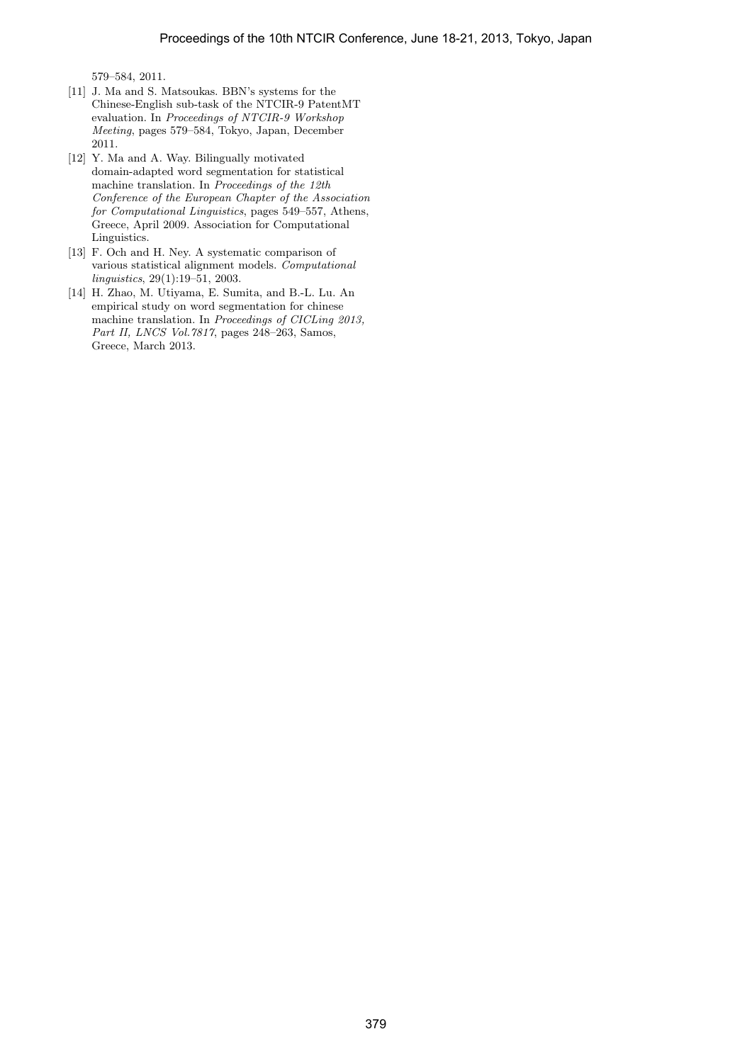579–584, 2011.

[11] J. Ma and S. Matsoukas. BBN's systems for the Chinese-English sub-task of the NTCIR-9 PatentMT evaluation. In *Proceedings of NTCIR-9 Workshop Meeting*, pages 579–584, Tokyo, Japan, December 2011.

[12] Y. Ma and A. Way. Bilingually motivated domain-adapted word segmentation for statistical machine translation. In *Proceedings of the 12th Conference of the European Chapter of the Association for Computational Linguistics*, pages 549–557, Athens, Greece, April 2009. Association for Computational Linguistics.

[13] F. Och and H. Ney. A systematic comparison of various statistical alignment models. *Computational linguistics*, 29(1):19–51, 2003.

[14] H. Zhao, M. Utiyama, E. Sumita, and B.-L. Lu. An empirical study on word segmentation for chinese machine translation. In *Proceedings of CICLing 2013, Part II, LNCS Vol.7817*, pages 248–263, Samos, Greece, March 2013.